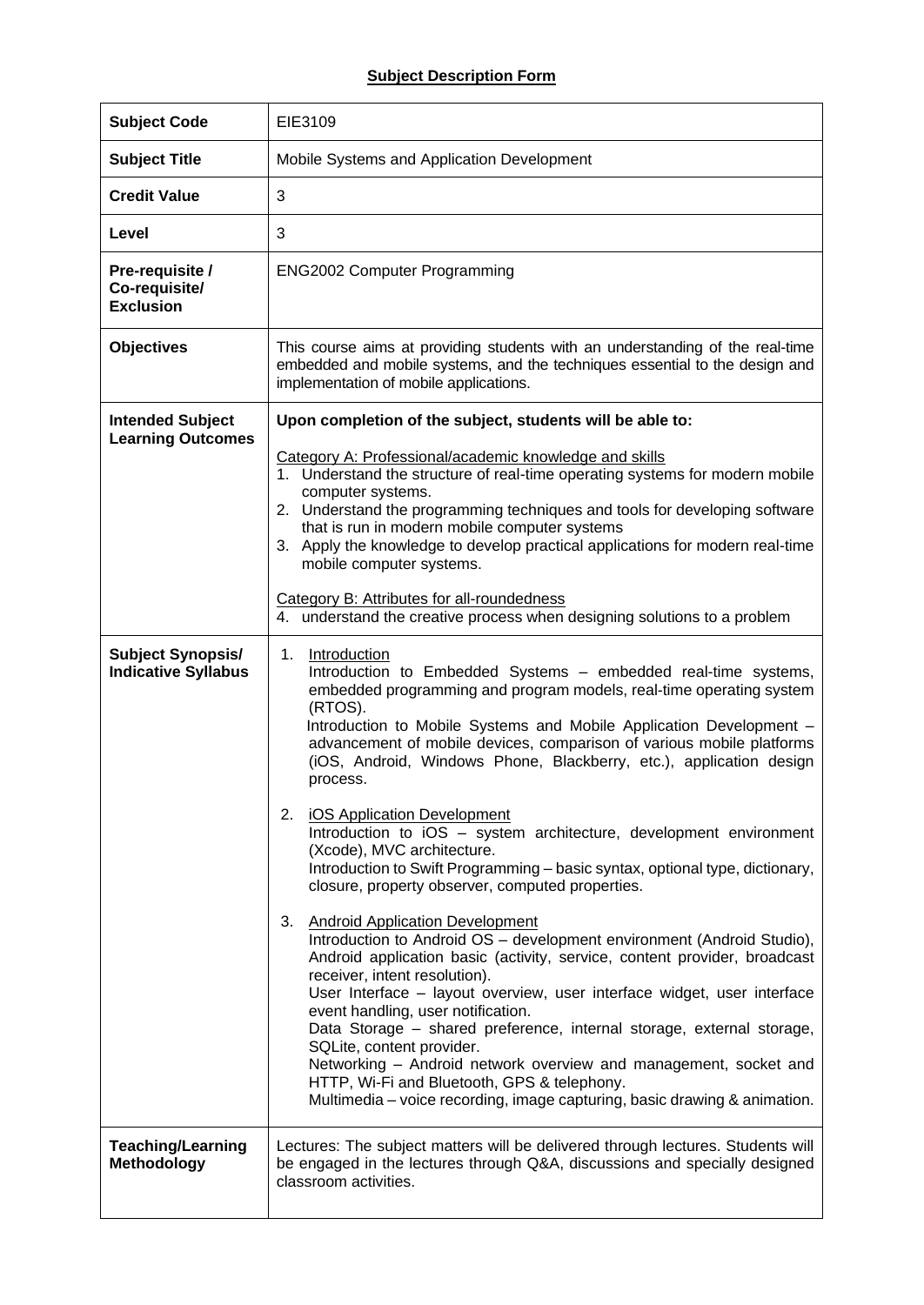## Subject Description Form

| | |
|---|---|
| **Subject Code** | EIE3109 |
| **Subject Title** | Mobile Systems and Application Development |
| **Credit Value** | 3 |
| **Level** | 3 |
| **Pre-requisite / Co-requisite/ Exclusion** | ENG2002 Computer Programming |
| **Objectives** | This course aims at providing students with an understanding of the real-time embedded and mobile systems, and the techniques essential to the design and implementation of mobile applications. |
| **Intended Subject Learning Outcomes** | **Upon completion of the subject, students will be able to:**<br><br><u>Category A: Professional/academic knowledge and skills</u><br>1. Understand the structure of real-time operating systems for modern mobile computer systems.<br>2. Understand the programming techniques and tools for developing software that is run in modern mobile computer systems<br>3. Apply the knowledge to develop practical applications for modern real-time mobile computer systems.<br><br><u>Category B: Attributes for all-roundedness</u><br>4. understand the creative process when designing solutions to a problem |
| **Subject Synopsis/ Indicative Syllabus** | 1. <u>Introduction</u><br>Introduction to Embedded Systems – embedded real-time systems, embedded programming and program models, real-time operating system (RTOS).<br>Introduction to Mobile Systems and Mobile Application Development – advancement of mobile devices, comparison of various mobile platforms (iOS, Android, Windows Phone, Blackberry, etc.), application design process.<br><br>2. <u>iOS Application Development</u><br>Introduction to iOS – system architecture, development environment (Xcode), MVC architecture.<br>Introduction to Swift Programming – basic syntax, optional type, dictionary, closure, property observer, computed properties.<br><br>3. <u>Android Application Development</u><br>Introduction to Android OS – development environment (Android Studio), Android application basic (activity, service, content provider, broadcast receiver, intent resolution).<br>User Interface – layout overview, user interface widget, user interface event handling, user notification.<br>Data Storage – shared preference, internal storage, external storage, SQLite, content provider.<br>Networking – Android network overview and management, socket and HTTP, Wi-Fi and Bluetooth, GPS & telephony.<br>Multimedia – voice recording, image capturing, basic drawing & animation. |
| **Teaching/Learning Methodology** | Lectures: The subject matters will be delivered through lectures. Students will be engaged in the lectures through Q&A, discussions and specially designed classroom activities. |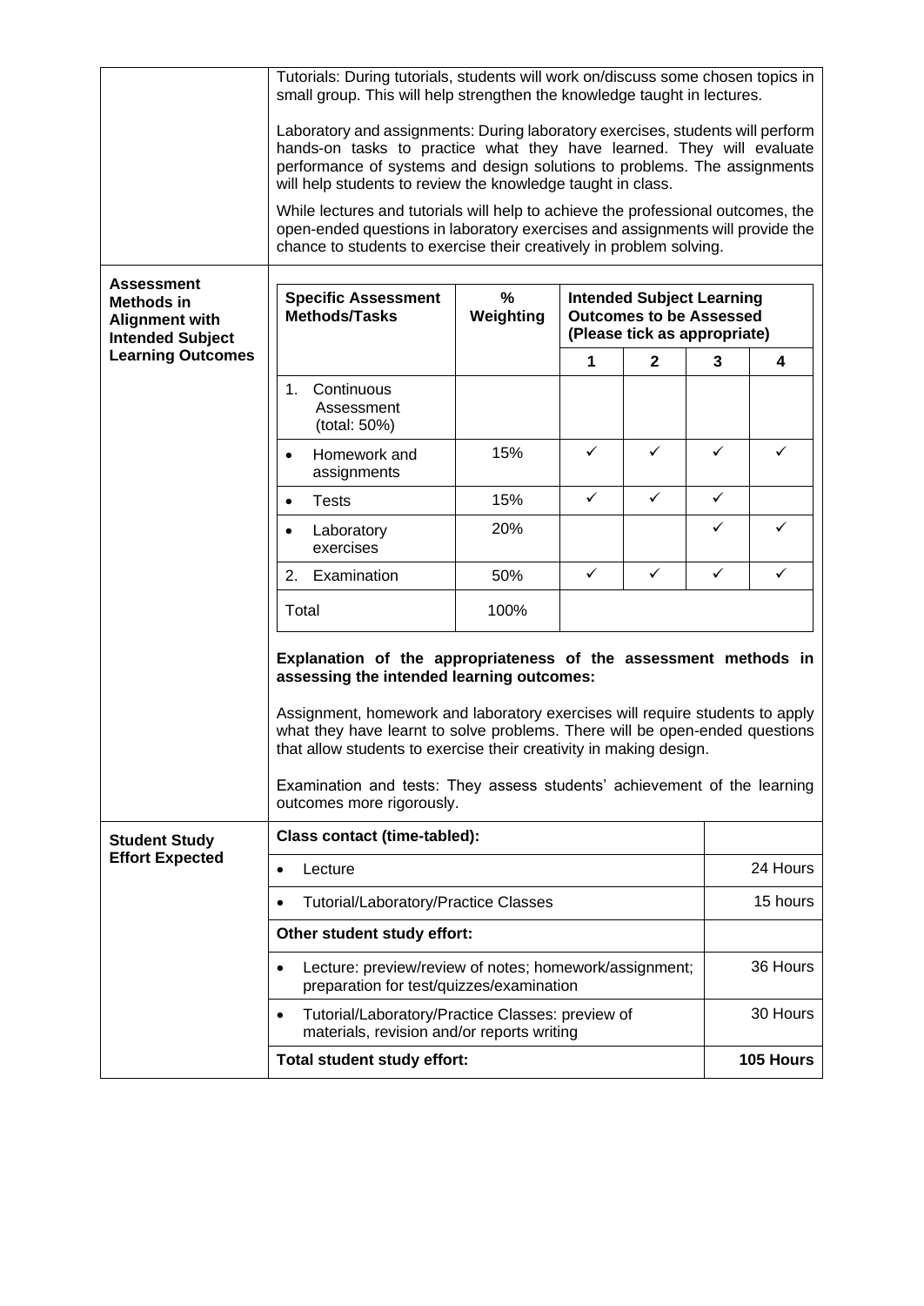| | |
|---|---|
| | Tutorials: During tutorials, students will work on/discuss some chosen topics in small group. This will help strengthen the knowledge taught in lectures.<br><br>Laboratory and assignments: During laboratory exercises, students will perform hands-on tasks to practice what they have learned. They will evaluate performance of systems and design solutions to problems. The assignments will help students to review the knowledge taught in class.<br><br>While lectures and tutorials will help to achieve the professional outcomes, the open-ended questions in laboratory exercises and assignments will provide the chance to students to exercise their creatively in problem solving. |

**Assessment Methods in Alignment with Intended Subject Learning Outcomes**

| Specific Assessment Methods/Tasks | % Weighting | Intended Subject Learning Outcomes to be Assessed (Please tick as appropriate) | | | |
|---|---|---|---|---|---|
| | | 1 | 2 | 3 | 4 |
| 1. Continuous Assessment (total: 50%) | | | | | |
| • Homework and assignments | 15% | ✓ | ✓ | ✓ | ✓ |
| • Tests | 15% | ✓ | ✓ | ✓ | |
| • Laboratory exercises | 20% | | | ✓ | ✓ |
| 2. Examination | 50% | ✓ | ✓ | ✓ | ✓ |
| Total | 100% | | | | |

**Explanation of the appropriateness of the assessment methods in assessing the intended learning outcomes:**

Assignment, homework and laboratory exercises will require students to apply what they have learnt to solve problems. There will be open-ended questions that allow students to exercise their creativity in making design.

Examination and tests: They assess students' achievement of the learning outcomes more rigorously.

**Student Study Effort Expected**

| | |
|---|---|
| **Class contact (time-tabled):** | |
| • Lecture | 24 Hours |
| • Tutorial/Laboratory/Practice Classes | 15 hours |
| **Other student study effort:** | |
| • Lecture: preview/review of notes; homework/assignment; preparation for test/quizzes/examination | 36 Hours |
| • Tutorial/Laboratory/Practice Classes: preview of materials, revision and/or reports writing | 30 Hours |
| **Total student study effort:** | **105 Hours** |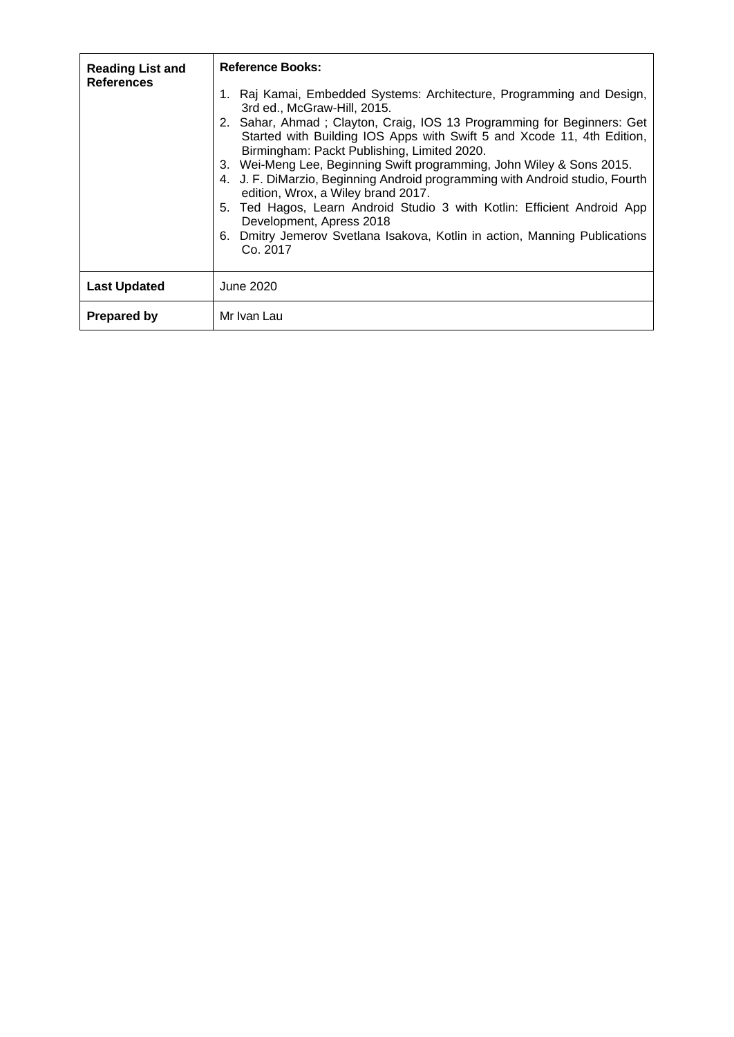| | |
|---|---|
| **Reading List and References** | **Reference Books:**<br><br>1. Raj Kamai, Embedded Systems: Architecture, Programming and Design, 3rd ed., McGraw-Hill, 2015.<br>2. Sahar, Ahmad ; Clayton, Craig, IOS 13 Programming for Beginners: Get Started with Building IOS Apps with Swift 5 and Xcode 11, 4th Edition, Birmingham: Packt Publishing, Limited 2020.<br>3. Wei-Meng Lee, Beginning Swift programming, John Wiley & Sons 2015.<br>4. J. F. DiMarzio, Beginning Android programming with Android studio, Fourth edition, Wrox, a Wiley brand 2017.<br>5. Ted Hagos, Learn Android Studio 3 with Kotlin: Efficient Android App Development, Apress 2018<br>6. Dmitry Jemerov Svetlana Isakova, Kotlin in action, Manning Publications Co. 2017 |
| **Last Updated** | June 2020 |
| **Prepared by** | Mr Ivan Lau |